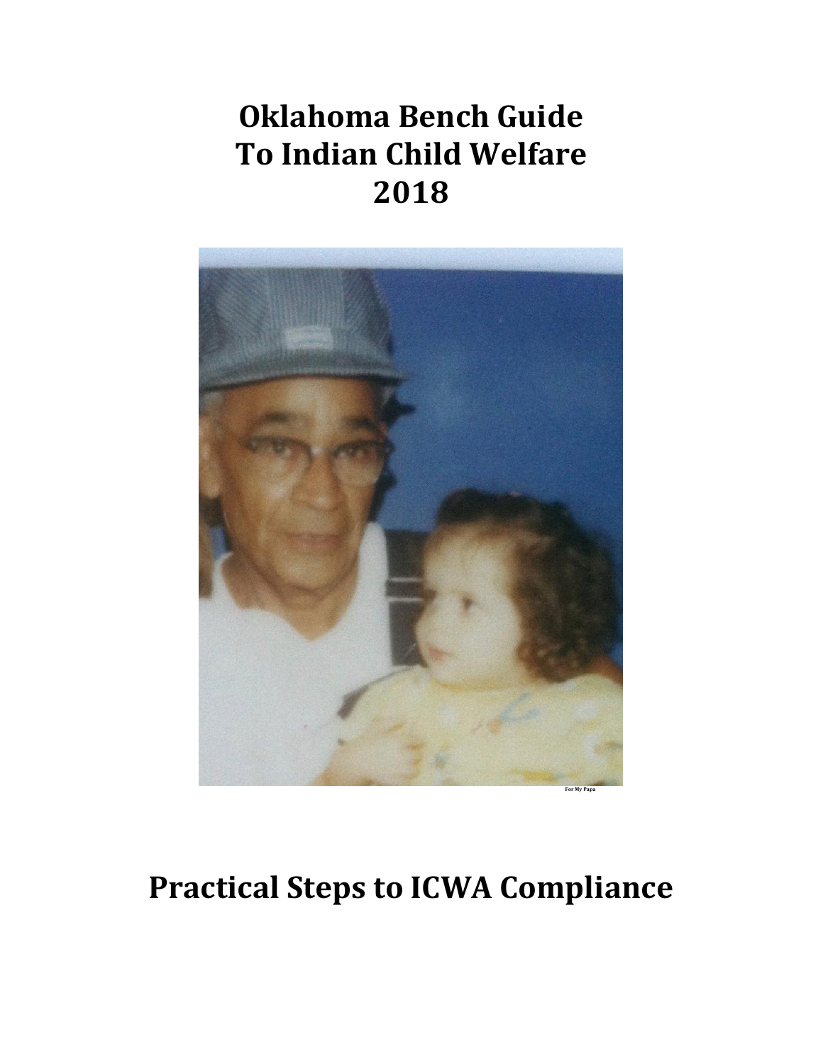# Oklahoma Bench Guide To Indian Child Welfare 2018

For My Papa

# Practical Steps to ICWA Compliance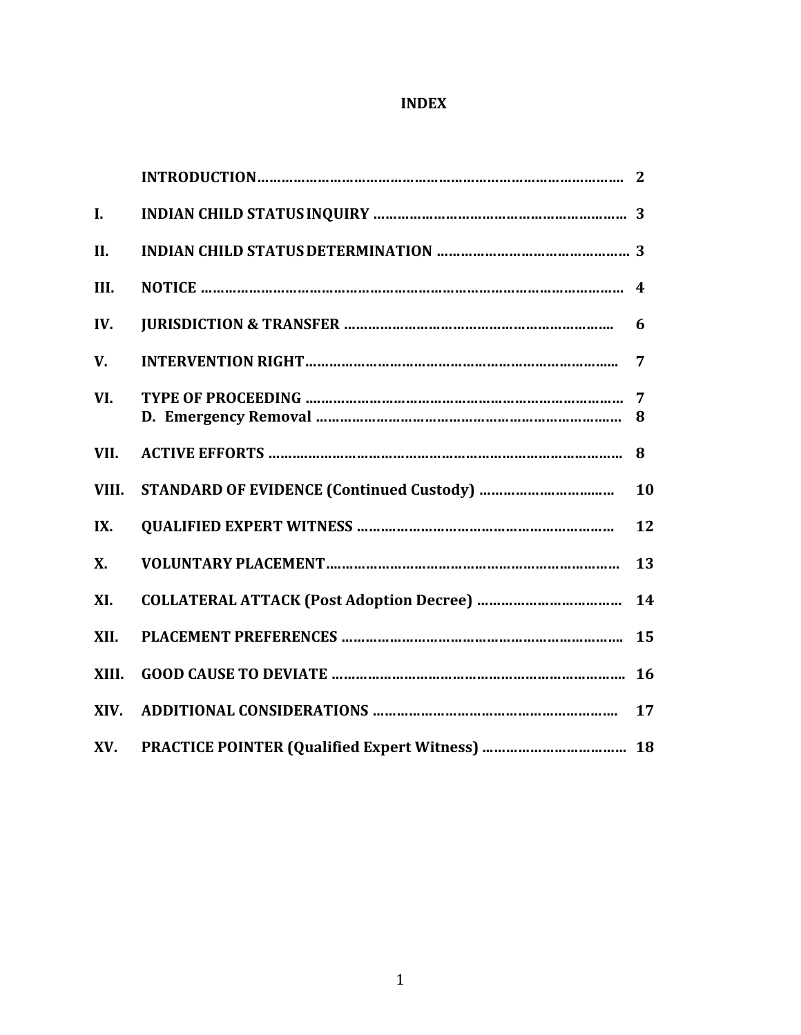# INDEX

| | | |
|---|---|---|
| | INTRODUCTION | 2 |
| I. | INDIAN CHILD STATUS INQUIRY | 3 |
| II. | INDIAN CHILD STATUS DETERMINATION | 3 |
| III. | NOTICE | 4 |
| IV. | JURISDICTION & TRANSFER | 6 |
| V. | INTERVENTION RIGHT | 7 |
| VI. | TYPE OF PROCEEDING | 7 |
| | D. Emergency Removal | 8 |
| VII. | ACTIVE EFFORTS | 8 |
| VIII. | STANDARD OF EVIDENCE (Continued Custody) | 10 |
| IX. | QUALIFIED EXPERT WITNESS | 12 |
| X. | VOLUNTARY PLACEMENT | 13 |
| XI. | COLLATERAL ATTACK (Post Adoption Decree) | 14 |
| XII. | PLACEMENT PREFERENCES | 15 |
| XIII. | GOOD CAUSE TO DEVIATE | 16 |
| XIV. | ADDITIONAL CONSIDERATIONS | 17 |
| XV. | PRACTICE POINTER (Qualified Expert Witness) | 18 |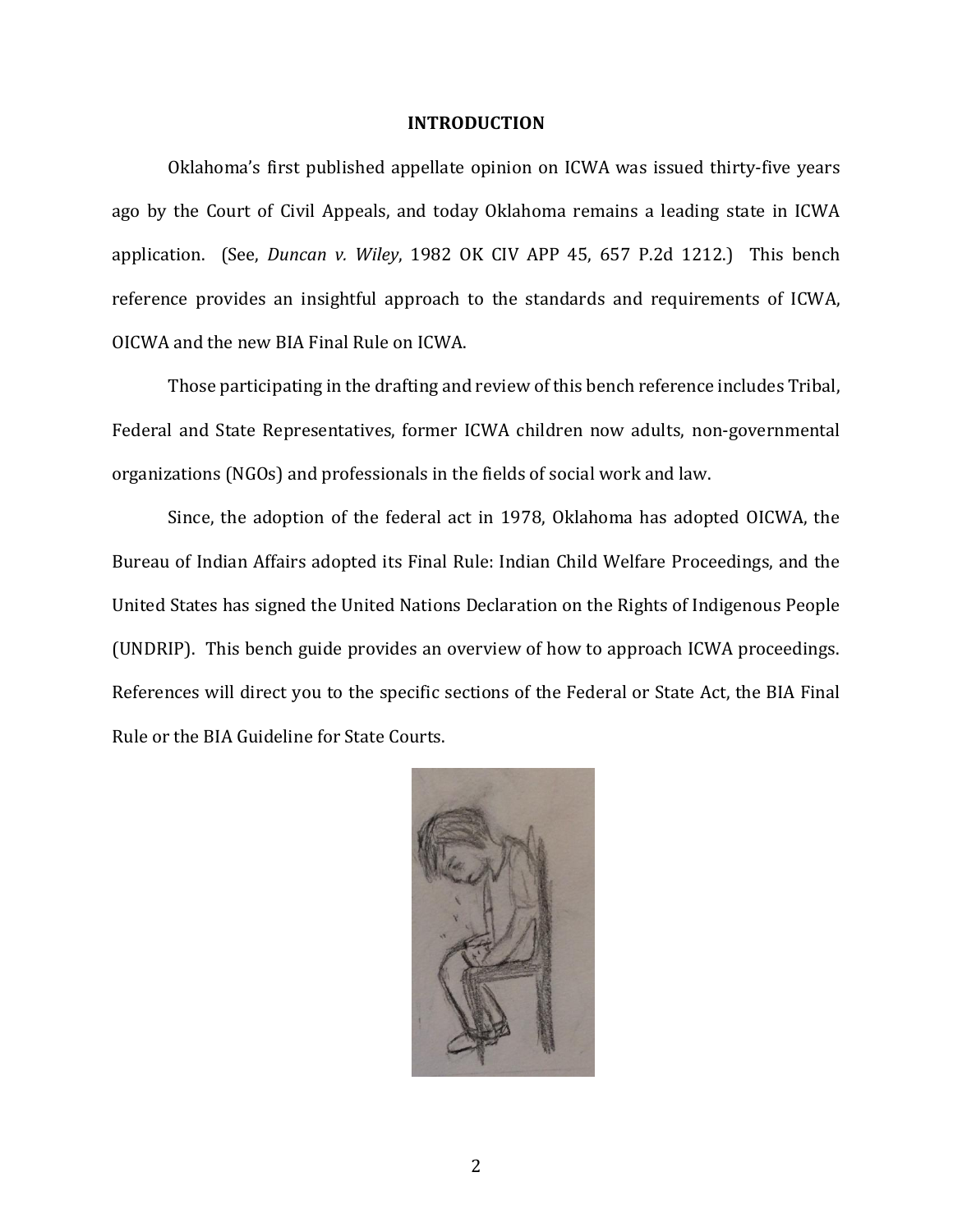## INTRODUCTION

Oklahoma's first published appellate opinion on ICWA was issued thirty-five years ago by the Court of Civil Appeals, and today Oklahoma remains a leading state in ICWA application. (See, *Duncan v. Wiley*, 1982 OK CIV APP 45, 657 P.2d 1212.) This bench reference provides an insightful approach to the standards and requirements of ICWA, OICWA and the new BIA Final Rule on ICWA.

Those participating in the drafting and review of this bench reference includes Tribal, Federal and State Representatives, former ICWA children now adults, non-governmental organizations (NGOs) and professionals in the fields of social work and law.

Since, the adoption of the federal act in 1978, Oklahoma has adopted OICWA, the Bureau of Indian Affairs adopted its Final Rule: Indian Child Welfare Proceedings, and the United States has signed the United Nations Declaration on the Rights of Indigenous People (UNDRIP). This bench guide provides an overview of how to approach ICWA proceedings. References will direct you to the specific sections of the Federal or State Act, the BIA Final Rule or the BIA Guideline for State Courts.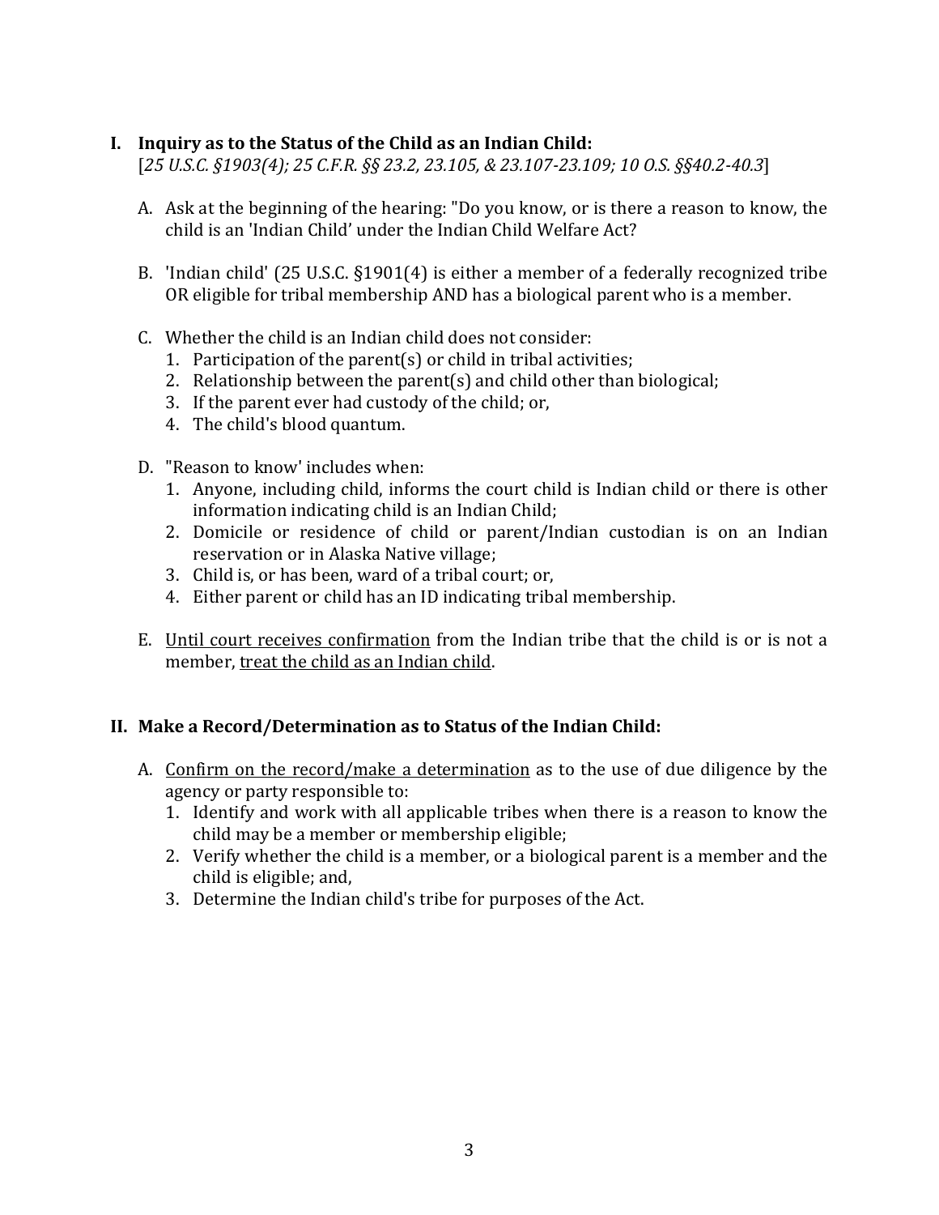## I. Inquiry as to the Status of the Child as an Indian Child:

[*25 U.S.C. §1903(4); 25 C.F.R. §§ 23.2, 23.105, & 23.107-23.109; 10 O.S. §§40.2-40.3*]

A. Ask at the beginning of the hearing: "Do you know, or is there a reason to know, the child is an 'Indian Child' under the Indian Child Welfare Act?

B. 'Indian child' (25 U.S.C. §1901(4) is either a member of a federally recognized tribe OR eligible for tribal membership AND has a biological parent who is a member.

C. Whether the child is an Indian child does not consider:
   1. Participation of the parent(s) or child in tribal activities;
   2. Relationship between the parent(s) and child other than biological;
   3. If the parent ever had custody of the child; or,
   4. The child's blood quantum.

D. "Reason to know' includes when:
   1. Anyone, including child, informs the court child is Indian child or there is other information indicating child is an Indian Child;
   2. Domicile or residence of child or parent/Indian custodian is on an Indian reservation or in Alaska Native village;
   3. Child is, or has been, ward of a tribal court; or,
   4. Either parent or child has an ID indicating tribal membership.

E. <u>Until court receives confirmation</u> from the Indian tribe that the child is or is not a member, <u>treat the child as an Indian child</u>.

## II. Make a Record/Determination as to Status of the Indian Child:

A. <u>Confirm on the record/make a determination</u> as to the use of due diligence by the agency or party responsible to:
   1. Identify and work with all applicable tribes when there is a reason to know the child may be a member or membership eligible;
   2. Verify whether the child is a member, or a biological parent is a member and the child is eligible; and,
   3. Determine the Indian child's tribe for purposes of the Act.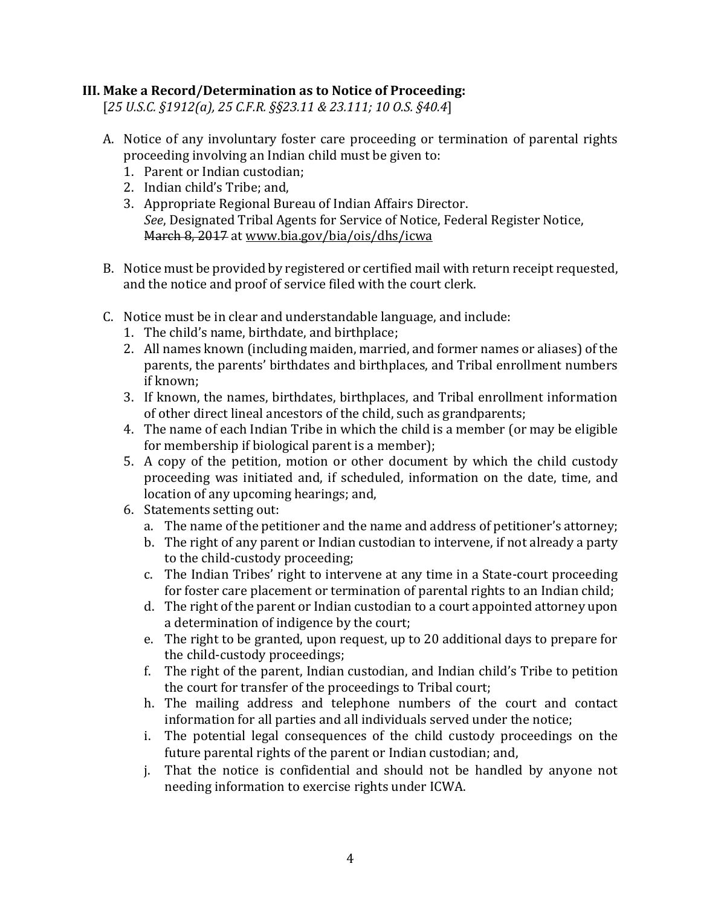### III. Make a Record/Determination as to Notice of Proceeding:

[*25 U.S.C. §1912(a), 25 C.F.R. §§23.11 & 23.111; 10 O.S. §40.4*]

A. Notice of any involuntary foster care proceeding or termination of parental rights proceeding involving an Indian child must be given to:
   1. Parent or Indian custodian;
   2. Indian child's Tribe; and,
   3. Appropriate Regional Bureau of Indian Affairs Director.
      *See*, Designated Tribal Agents for Service of Notice, Federal Register Notice, ~~March 8, 2017~~ at www.bia.gov/bia/ois/dhs/icwa

B. Notice must be provided by registered or certified mail with return receipt requested, and the notice and proof of service filed with the court clerk.

C. Notice must be in clear and understandable language, and include:
   1. The child's name, birthdate, and birthplace;
   2. All names known (including maiden, married, and former names or aliases) of the parents, the parents' birthdates and birthplaces, and Tribal enrollment numbers if known;
   3. If known, the names, birthdates, birthplaces, and Tribal enrollment information of other direct lineal ancestors of the child, such as grandparents;
   4. The name of each Indian Tribe in which the child is a member (or may be eligible for membership if biological parent is a member);
   5. A copy of the petition, motion or other document by which the child custody proceeding was initiated and, if scheduled, information on the date, time, and location of any upcoming hearings; and,
   6. Statements setting out:
      a. The name of the petitioner and the name and address of petitioner's attorney;
      b. The right of any parent or Indian custodian to intervene, if not already a party to the child-custody proceeding;
      c. The Indian Tribes' right to intervene at any time in a State-court proceeding for foster care placement or termination of parental rights to an Indian child;
      d. The right of the parent or Indian custodian to a court appointed attorney upon a determination of indigence by the court;
      e. The right to be granted, upon request, up to 20 additional days to prepare for the child-custody proceedings;
      f. The right of the parent, Indian custodian, and Indian child's Tribe to petition the court for transfer of the proceedings to Tribal court;
      h. The mailing address and telephone numbers of the court and contact information for all parties and all individuals served under the notice;
      i. The potential legal consequences of the child custody proceedings on the future parental rights of the parent or Indian custodian; and,
      j. That the notice is confidential and should not be handled by anyone not needing information to exercise rights under ICWA.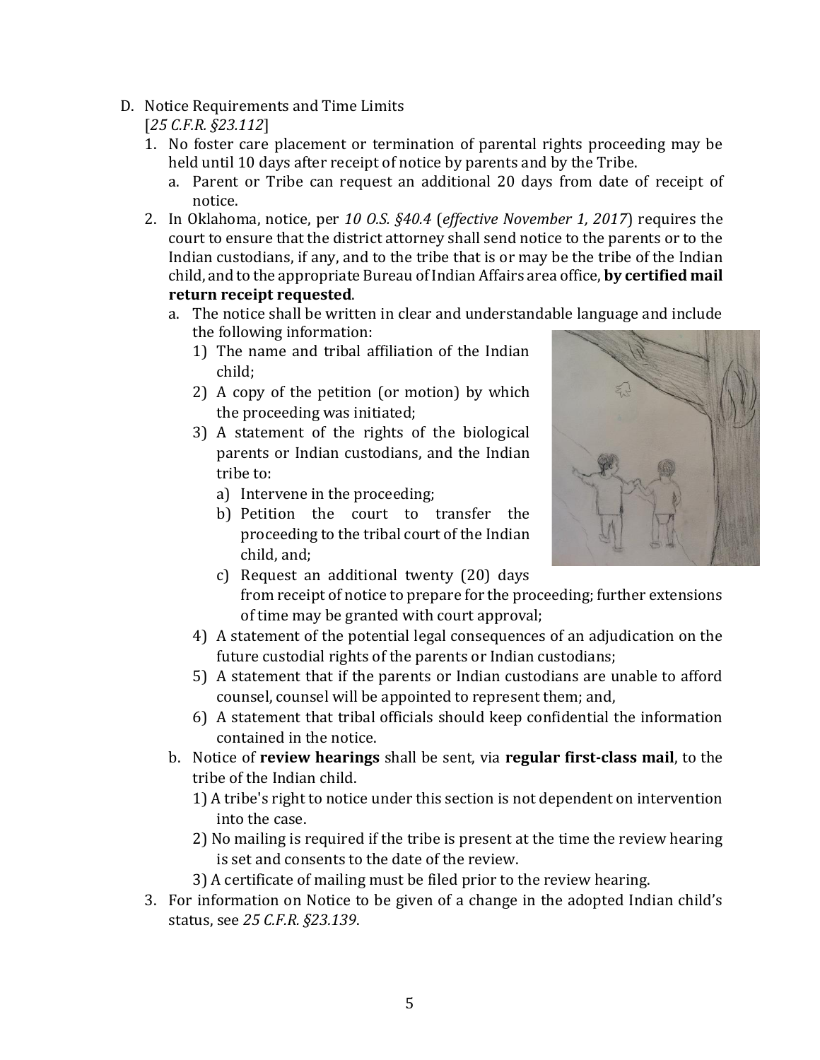D. Notice Requirements and Time Limits
   [*25 C.F.R. §23.112*]
   1. No foster care placement or termination of parental rights proceeding may be held until 10 days after receipt of notice by parents and by the Tribe.
      a. Parent or Tribe can request an additional 20 days from date of receipt of notice.
   2. In Oklahoma, notice, per *10 O.S. §40.4* (*effective November 1, 2017*) requires the court to ensure that the district attorney shall send notice to the parents or to the Indian custodians, if any, and to the tribe that is or may be the tribe of the Indian child, and to the appropriate Bureau of Indian Affairs area office, **by certified mail return receipt requested**.
      a. The notice shall be written in clear and understandable language and include the following information:
         1) The name and tribal affiliation of the Indian child;
         2) A copy of the petition (or motion) by which the proceeding was initiated;
         3) A statement of the rights of the biological parents or Indian custodians, and the Indian tribe to:
            a) Intervene in the proceeding;
            b) Petition the court to transfer the proceeding to the tribal court of the Indian child, and;
            c) Request an additional twenty (20) days from receipt of notice to prepare for the proceeding; further extensions of time may be granted with court approval;
         4) A statement of the potential legal consequences of an adjudication on the future custodial rights of the parents or Indian custodians;
         5) A statement that if the parents or Indian custodians are unable to afford counsel, counsel will be appointed to represent them; and,
         6) A statement that tribal officials should keep confidential the information contained in the notice.
      b. Notice of **review hearings** shall be sent, via **regular first-class mail**, to the tribe of the Indian child.
         1) A tribe's right to notice under this section is not dependent on intervention into the case.
         2) No mailing is required if the tribe is present at the time the review hearing is set and consents to the date of the review.
         3) A certificate of mailing must be filed prior to the review hearing.
   3. For information on Notice to be given of a change in the adopted Indian child's status, see *25 C.F.R. §23.139*.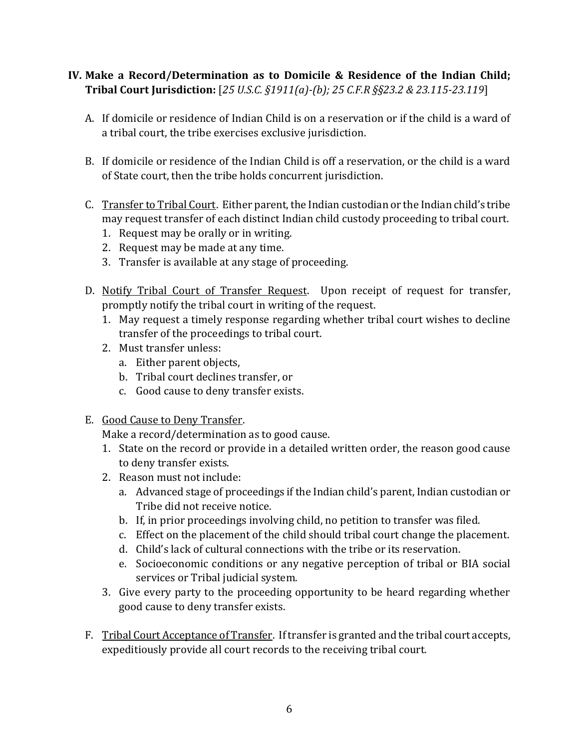## IV. Make a Record/Determination as to Domicile & Residence of the Indian Child; Tribal Court Jurisdiction: [*25 U.S.C. §1911(a)-(b); 25 C.F.R §§23.2 & 23.115-23.119*]

A. If domicile or residence of Indian Child is on a reservation or if the child is a ward of a tribal court, the tribe exercises exclusive jurisdiction.

B. If domicile or residence of the Indian Child is off a reservation, or the child is a ward of State court, then the tribe holds concurrent jurisdiction.

C. <u>Transfer to Tribal Court</u>. Either parent, the Indian custodian or the Indian child's tribe may request transfer of each distinct Indian child custody proceeding to tribal court.
   1. Request may be orally or in writing.
   2. Request may be made at any time.
   3. Transfer is available at any stage of proceeding.

D. <u>Notify Tribal Court of Transfer Request</u>. Upon receipt of request for transfer, promptly notify the tribal court in writing of the request.
   1. May request a timely response regarding whether tribal court wishes to decline transfer of the proceedings to tribal court.
   2. Must transfer unless:
      a. Either parent objects,
      b. Tribal court declines transfer, or
      c. Good cause to deny transfer exists.

E. <u>Good Cause to Deny Transfer</u>.
   Make a record/determination as to good cause.
   1. State on the record or provide in a detailed written order, the reason good cause to deny transfer exists.
   2. Reason must not include:
      a. Advanced stage of proceedings if the Indian child's parent, Indian custodian or Tribe did not receive notice.
      b. If, in prior proceedings involving child, no petition to transfer was filed.
      c. Effect on the placement of the child should tribal court change the placement.
      d. Child's lack of cultural connections with the tribe or its reservation.
      e. Socioeconomic conditions or any negative perception of tribal or BIA social services or Tribal judicial system.
   3. Give every party to the proceeding opportunity to be heard regarding whether good cause to deny transfer exists.

F. <u>Tribal Court Acceptance of Transfer</u>. If transfer is granted and the tribal court accepts, expeditiously provide all court records to the receiving tribal court.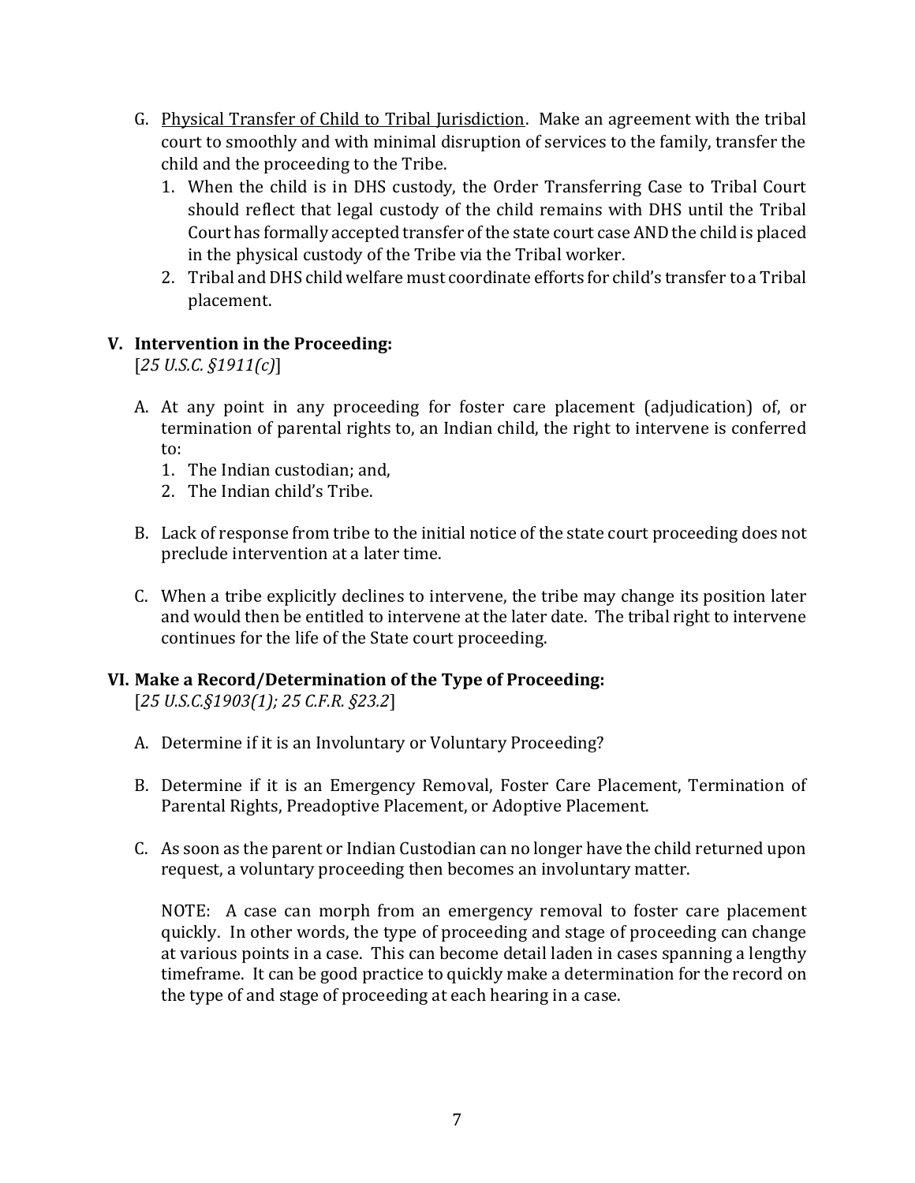G. <u>Physical Transfer of Child to Tribal Jurisdiction</u>. Make an agreement with the tribal court to smoothly and with minimal disruption of services to the family, transfer the child and the proceeding to the Tribe.
   1. When the child is in DHS custody, the Order Transferring Case to Tribal Court should reflect that legal custody of the child remains with DHS until the Tribal Court has formally accepted transfer of the state court case AND the child is placed in the physical custody of the Tribe via the Tribal worker.
   2. Tribal and DHS child welfare must coordinate efforts for child's transfer to a Tribal placement.

## V. Intervention in the Proceeding:

[*25 U.S.C. §1911(c)*]

A. At any point in any proceeding for foster care placement (adjudication) of, or termination of parental rights to, an Indian child, the right to intervene is conferred to:
   1. The Indian custodian; and,
   2. The Indian child's Tribe.

B. Lack of response from tribe to the initial notice of the state court proceeding does not preclude intervention at a later time.

C. When a tribe explicitly declines to intervene, the tribe may change its position later and would then be entitled to intervene at the later date. The tribal right to intervene continues for the life of the State court proceeding.

## VI. Make a Record/Determination of the Type of Proceeding:

[*25 U.S.C.§1903(1); 25 C.F.R. §23.2*]

A. Determine if it is an Involuntary or Voluntary Proceeding?

B. Determine if it is an Emergency Removal, Foster Care Placement, Termination of Parental Rights, Preadoptive Placement, or Adoptive Placement.

C. As soon as the parent or Indian Custodian can no longer have the child returned upon request, a voluntary proceeding then becomes an involuntary matter.

   NOTE: A case can morph from an emergency removal to foster care placement quickly. In other words, the type of proceeding and stage of proceeding can change at various points in a case. This can become detail laden in cases spanning a lengthy timeframe. It can be good practice to quickly make a determination for the record on the type of and stage of proceeding at each hearing in a case.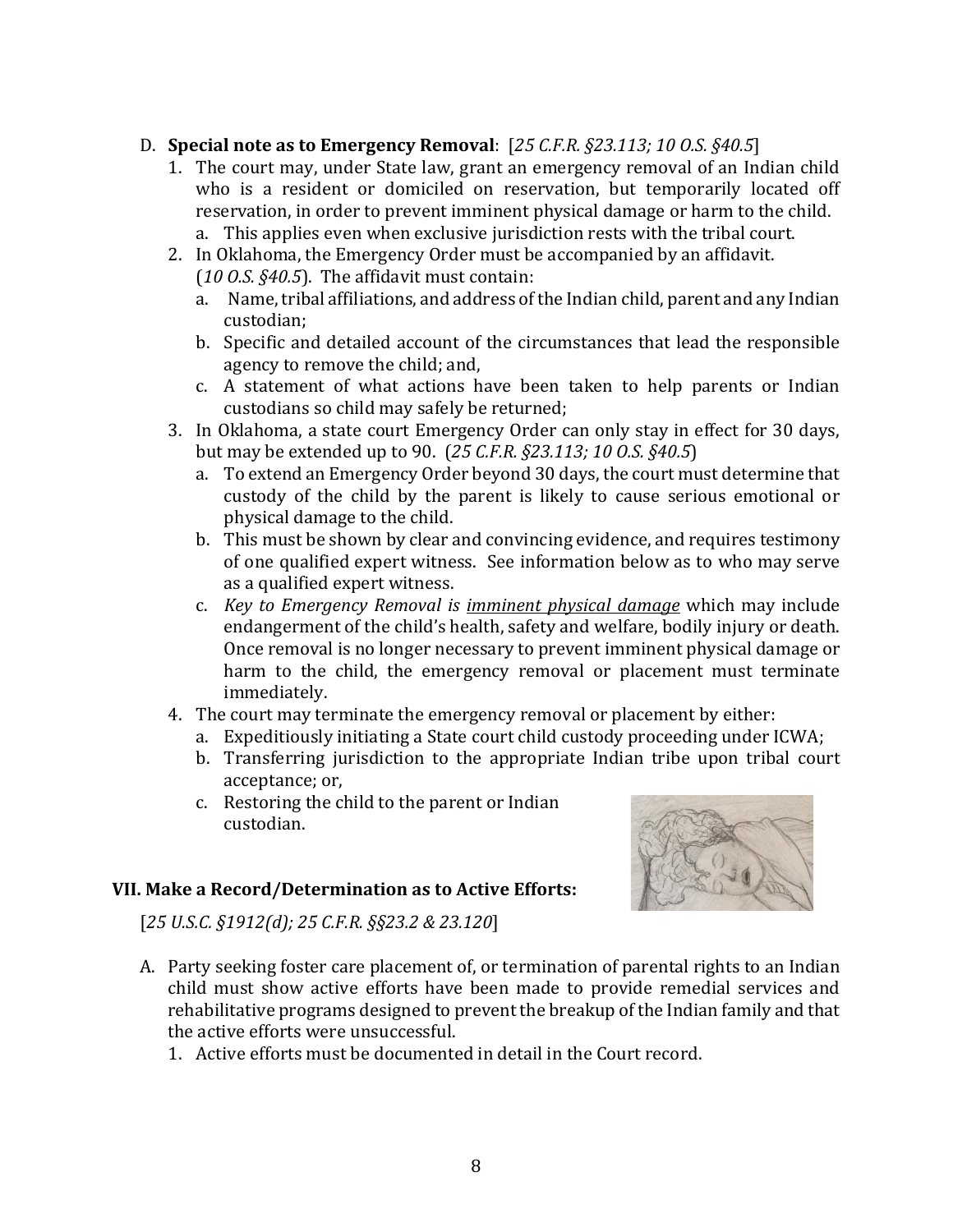D. **Special note as to Emergency Removal**: [*25 C.F.R. §23.113; 10 O.S. §40.5*]

1. The court may, under State law, grant an emergency removal of an Indian child who is a resident or domiciled on reservation, but temporarily located off reservation, in order to prevent imminent physical damage or harm to the child.
   a. This applies even when exclusive jurisdiction rests with the tribal court.
2. In Oklahoma, the Emergency Order must be accompanied by an affidavit. (*10 O.S. §40.5*). The affidavit must contain:
   a. Name, tribal affiliations, and address of the Indian child, parent and any Indian custodian;
   b. Specific and detailed account of the circumstances that lead the responsible agency to remove the child; and,
   c. A statement of what actions have been taken to help parents or Indian custodians so child may safely be returned;
3. In Oklahoma, a state court Emergency Order can only stay in effect for 30 days, but may be extended up to 90. (*25 C.F.R. §23.113; 10 O.S. §40.5*)
   a. To extend an Emergency Order beyond 30 days, the court must determine that custody of the child by the parent is likely to cause serious emotional or physical damage to the child.
   b. This must be shown by clear and convincing evidence, and requires testimony of one qualified expert witness. See information below as to who may serve as a qualified expert witness.
   c. *Key to Emergency Removal is <u>imminent physical damage</u>* which may include endangerment of the child's health, safety and welfare, bodily injury or death. Once removal is no longer necessary to prevent imminent physical damage or harm to the child, the emergency removal or placement must terminate immediately.
4. The court may terminate the emergency removal or placement by either:
   a. Expeditiously initiating a State court child custody proceeding under ICWA;
   b. Transferring jurisdiction to the appropriate Indian tribe upon tribal court acceptance; or,
   c. Restoring the child to the parent or Indian custodian.

### VII. Make a Record/Determination as to Active Efforts:

[*25 U.S.C. §1912(d); 25 C.F.R. §§23.2 & 23.120*]

A. Party seeking foster care placement of, or termination of parental rights to an Indian child must show active efforts have been made to provide remedial services and rehabilitative programs designed to prevent the breakup of the Indian family and that the active efforts were unsuccessful.

1. Active efforts must be documented in detail in the Court record.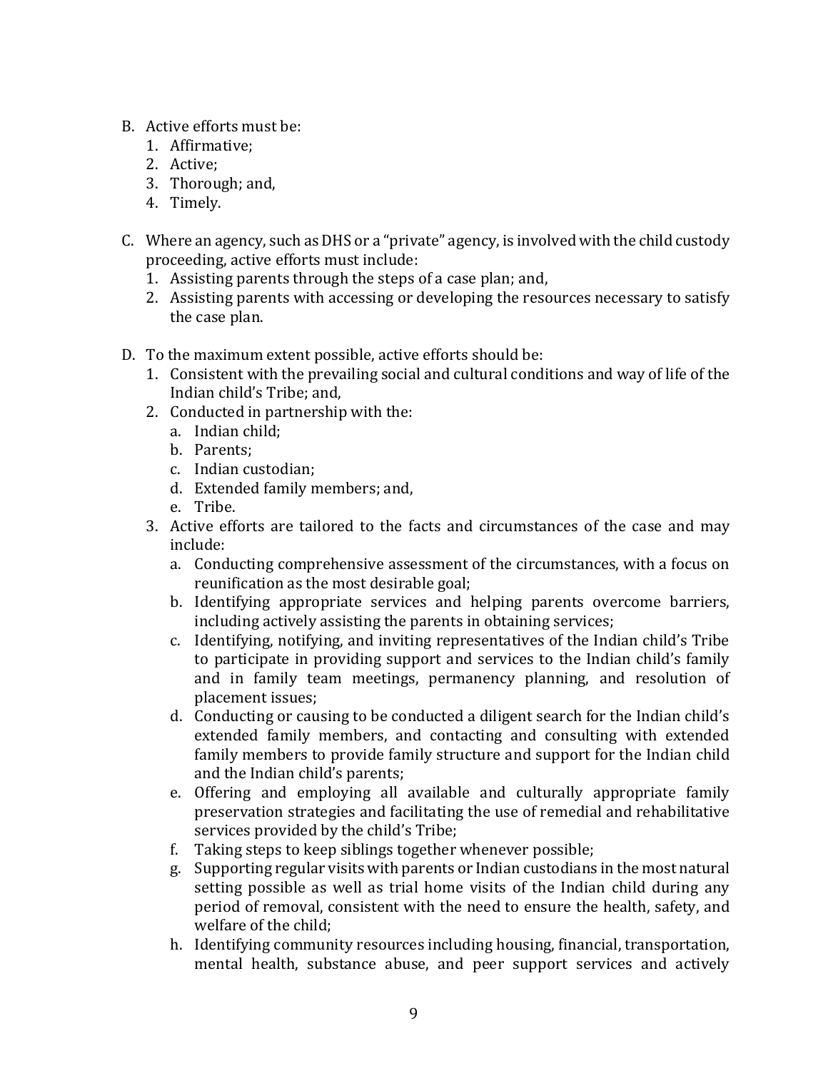B. Active efforts must be:
   1. Affirmative;
   2. Active;
   3. Thorough; and,
   4. Timely.

C. Where an agency, such as DHS or a "private" agency, is involved with the child custody proceeding, active efforts must include:
   1. Assisting parents through the steps of a case plan; and,
   2. Assisting parents with accessing or developing the resources necessary to satisfy the case plan.

D. To the maximum extent possible, active efforts should be:
   1. Consistent with the prevailing social and cultural conditions and way of life of the Indian child's Tribe; and,
   2. Conducted in partnership with the:
      a. Indian child;
      b. Parents;
      c. Indian custodian;
      d. Extended family members; and,
      e. Tribe.
   3. Active efforts are tailored to the facts and circumstances of the case and may include:
      a. Conducting comprehensive assessment of the circumstances, with a focus on reunification as the most desirable goal;
      b. Identifying appropriate services and helping parents overcome barriers, including actively assisting the parents in obtaining services;
      c. Identifying, notifying, and inviting representatives of the Indian child's Tribe to participate in providing support and services to the Indian child's family and in family team meetings, permanency planning, and resolution of placement issues;
      d. Conducting or causing to be conducted a diligent search for the Indian child's extended family members, and contacting and consulting with extended family members to provide family structure and support for the Indian child and the Indian child's parents;
      e. Offering and employing all available and culturally appropriate family preservation strategies and facilitating the use of remedial and rehabilitative services provided by the child's Tribe;
      f. Taking steps to keep siblings together whenever possible;
      g. Supporting regular visits with parents or Indian custodians in the most natural setting possible as well as trial home visits of the Indian child during any period of removal, consistent with the need to ensure the health, safety, and welfare of the child;
      h. Identifying community resources including housing, financial, transportation, mental health, substance abuse, and peer support services and actively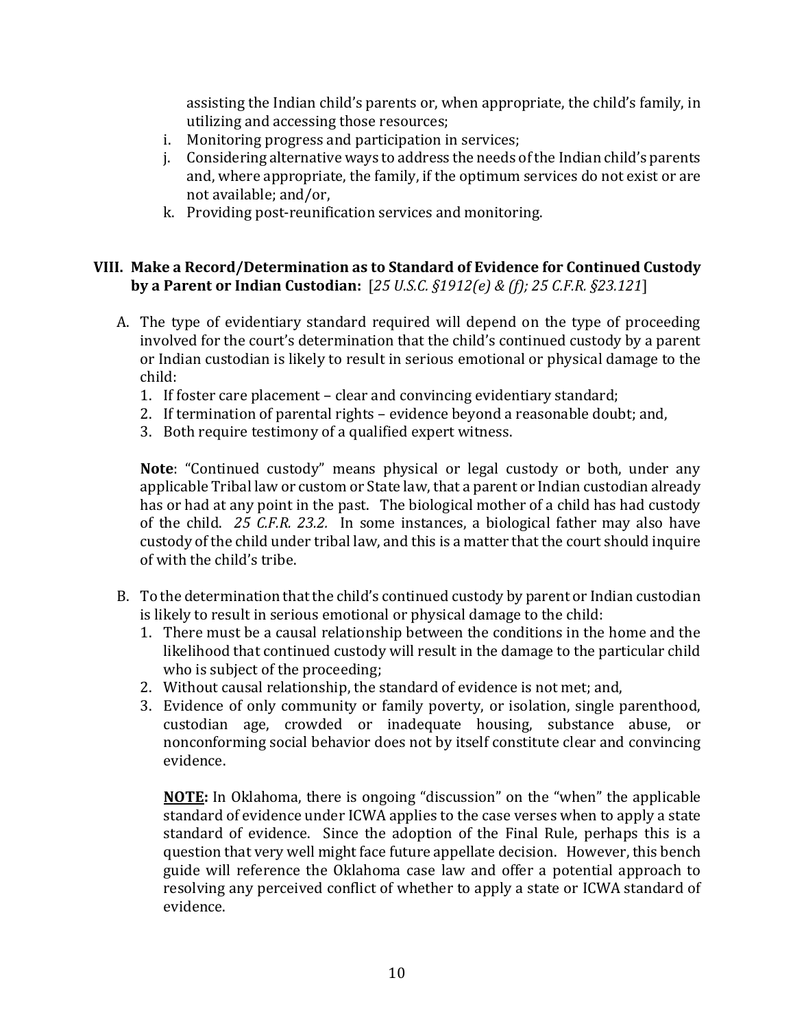assisting the Indian child's parents or, when appropriate, the child's family, in utilizing and accessing those resources;

i. Monitoring progress and participation in services;
j. Considering alternative ways to address the needs of the Indian child's parents and, where appropriate, the family, if the optimum services do not exist or are not available; and/or,
k. Providing post-reunification services and monitoring.

## VIII. Make a Record/Determination as to Standard of Evidence for Continued Custody by a Parent or Indian Custodian: [*25 U.S.C. §1912(e) & (f); 25 C.F.R. §23.121*]

A. The type of evidentiary standard required will depend on the type of proceeding involved for the court's determination that the child's continued custody by a parent or Indian custodian is likely to result in serious emotional or physical damage to the child:

1. If foster care placement – clear and convincing evidentiary standard;
2. If termination of parental rights – evidence beyond a reasonable doubt; and,
3. Both require testimony of a qualified expert witness.

**Note**: "Continued custody" means physical or legal custody or both, under any applicable Tribal law or custom or State law, that a parent or Indian custodian already has or had at any point in the past. The biological mother of a child has had custody of the child. *25 C.F.R. 23.2.* In some instances, a biological father may also have custody of the child under tribal law, and this is a matter that the court should inquire of with the child's tribe.

B. To the determination that the child's continued custody by parent or Indian custodian is likely to result in serious emotional or physical damage to the child:

1. There must be a causal relationship between the conditions in the home and the likelihood that continued custody will result in the damage to the particular child who is subject of the proceeding;
2. Without causal relationship, the standard of evidence is not met; and,
3. Evidence of only community or family poverty, or isolation, single parenthood, custodian age, crowded or inadequate housing, substance abuse, or nonconforming social behavior does not by itself constitute clear and convincing evidence.

**<u>NOTE:</u>** In Oklahoma, there is ongoing "discussion" on the "when" the applicable standard of evidence under ICWA applies to the case verses when to apply a state standard of evidence. Since the adoption of the Final Rule, perhaps this is a question that very well might face future appellate decision. However, this bench guide will reference the Oklahoma case law and offer a potential approach to resolving any perceived conflict of whether to apply a state or ICWA standard of evidence.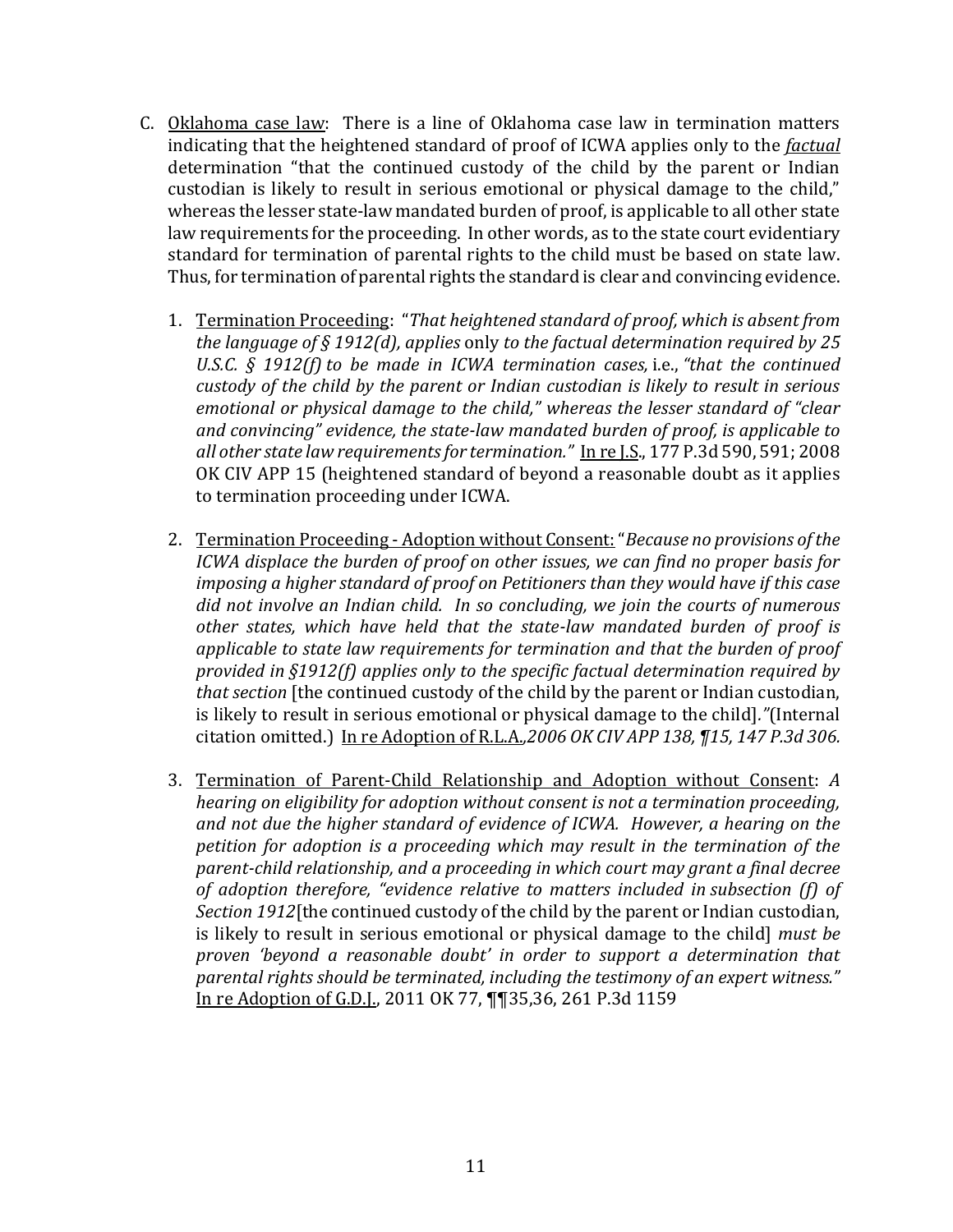C. <u>Oklahoma case law</u>: There is a line of Oklahoma case law in termination matters indicating that the heightened standard of proof of ICWA applies only to the ***factual*** determination "that the continued custody of the child by the parent or Indian custodian is likely to result in serious emotional or physical damage to the child," whereas the lesser state-law mandated burden of proof, is applicable to all other state law requirements for the proceeding. In other words, as to the state court evidentiary standard for termination of parental rights to the child must be based on state law. Thus, for termination of parental rights the standard is clear and convincing evidence.

   1. <u>Termination Proceeding</u>: "*That heightened standard of proof, which is absent from the language of § 1912(d), applies* only *to the factual determination required by 25 U.S.C. § 1912(f) to be made in ICWA termination cases,* i.e., *"that the continued custody of the child by the parent or Indian custodian is likely to result in serious emotional or physical damage to the child," whereas the lesser standard of "clear and convincing" evidence, the state-law mandated burden of proof, is applicable to all other state law requirements for termination."* <u>In re J.S.</u>, 177 P.3d 590, 591; 2008 OK CIV APP 15 (heightened standard of beyond a reasonable doubt as it applies to termination proceeding under ICWA.

   2. <u>Termination Proceeding - Adoption without Consent:</u> "*Because no provisions of the ICWA displace the burden of proof on other issues, we can find no proper basis for imposing a higher standard of proof on Petitioners than they would have if this case did not involve an Indian child. In so concluding, we join the courts of numerous other states, which have held that the state-law mandated burden of proof is applicable to state law requirements for termination and that the burden of proof provided in §1912(f) applies only to the specific factual determination required by that section* [the continued custody of the child by the parent or Indian custodian, is likely to result in serious emotional or physical damage to the child]."(Internal citation omitted.) <u>In re Adoption of R.L.A.</u>,*2006 OK CIV APP 138, ¶15, 147 P.3d 306.*

   3. <u>Termination of Parent-Child Relationship and Adoption without Consent</u>: *A hearing on eligibility for adoption without consent is not a termination proceeding, and not due the higher standard of evidence of ICWA. However, a hearing on the petition for adoption is a proceeding which may result in the termination of the parent-child relationship, and a proceeding in which court may grant a final decree of adoption therefore, "evidence relative to matters included in subsection (f) of Section 1912*[the continued custody of the child by the parent or Indian custodian, is likely to result in serious emotional or physical damage to the child] *must be proven 'beyond a reasonable doubt' in order to support a determination that parental rights should be terminated, including the testimony of an expert witness."* <u>In re Adoption of G.D.J.</u>, 2011 OK 77, ¶¶35,36, 261 P.3d 1159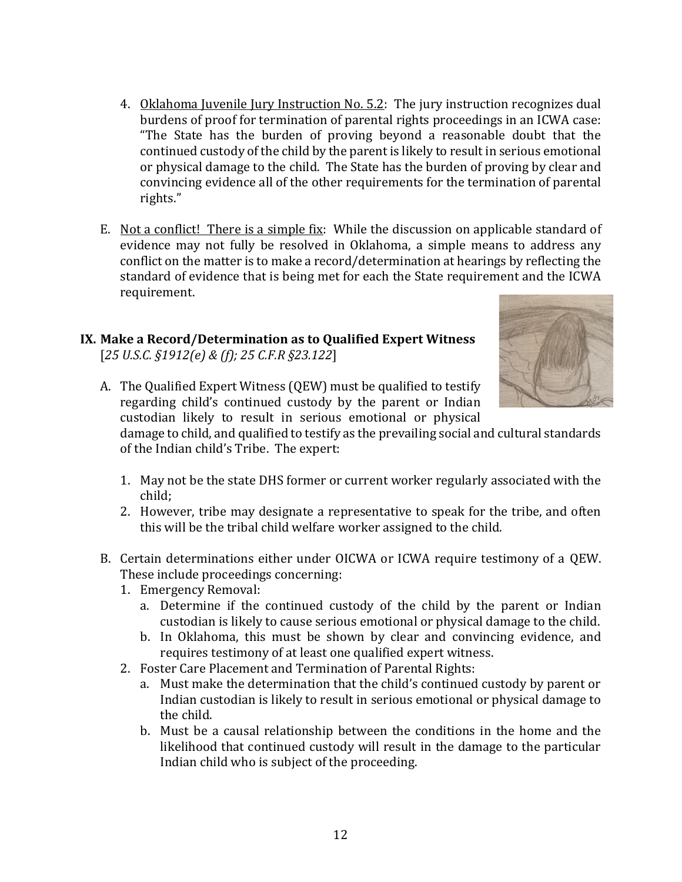4. Oklahoma Juvenile Jury Instruction No. 5.2: The jury instruction recognizes dual burdens of proof for termination of parental rights proceedings in an ICWA case: "The State has the burden of proving beyond a reasonable doubt that the continued custody of the child by the parent is likely to result in serious emotional or physical damage to the child. The State has the burden of proving by clear and convincing evidence all of the other requirements for the termination of parental rights."

E. Not a conflict! There is a simple fix: While the discussion on applicable standard of evidence may not fully be resolved in Oklahoma, a simple means to address any conflict on the matter is to make a record/determination at hearings by reflecting the standard of evidence that is being met for each the State requirement and the ICWA requirement.

## IX. Make a Record/Determination as to Qualified Expert Witness

[*25 U.S.C. §1912(e) & (f); 25 C.F.R §23.122*]

A. The Qualified Expert Witness (QEW) must be qualified to testify regarding child's continued custody by the parent or Indian custodian likely to result in serious emotional or physical damage to child, and qualified to testify as the prevailing social and cultural standards of the Indian child's Tribe. The expert:

1. May not be the state DHS former or current worker regularly associated with the child;
2. However, tribe may designate a representative to speak for the tribe, and often this will be the tribal child welfare worker assigned to the child.

B. Certain determinations either under OICWA or ICWA require testimony of a QEW. These include proceedings concerning:

1. Emergency Removal:
   a. Determine if the continued custody of the child by the parent or Indian custodian is likely to cause serious emotional or physical damage to the child.
   b. In Oklahoma, this must be shown by clear and convincing evidence, and requires testimony of at least one qualified expert witness.
2. Foster Care Placement and Termination of Parental Rights:
   a. Must make the determination that the child's continued custody by parent or Indian custodian is likely to result in serious emotional or physical damage to the child.
   b. Must be a causal relationship between the conditions in the home and the likelihood that continued custody will result in the damage to the particular Indian child who is subject of the proceeding.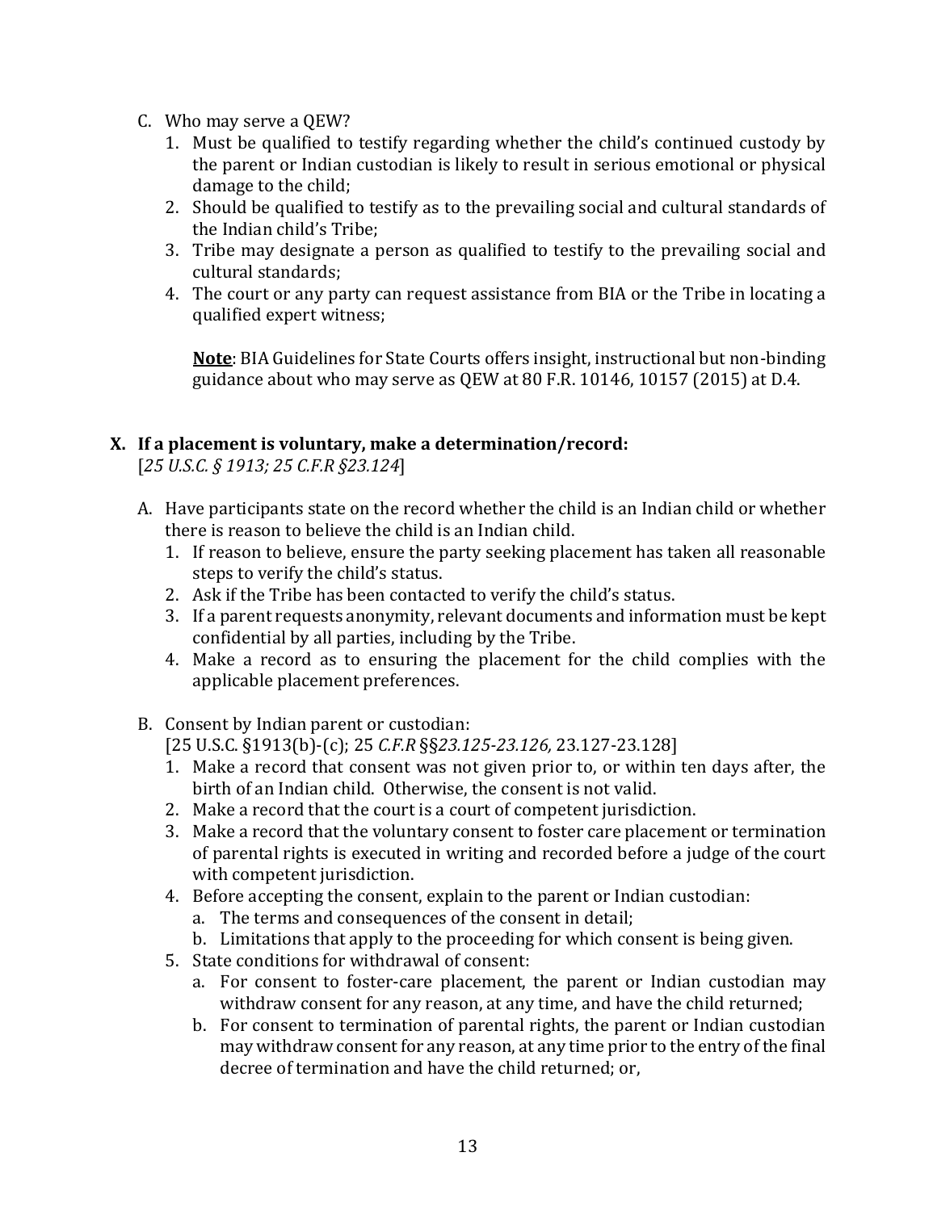C. Who may serve a QEW?
   1. Must be qualified to testify regarding whether the child's continued custody by the parent or Indian custodian is likely to result in serious emotional or physical damage to the child;
   2. Should be qualified to testify as to the prevailing social and cultural standards of the Indian child's Tribe;
   3. Tribe may designate a person as qualified to testify to the prevailing social and cultural standards;
   4. The court or any party can request assistance from BIA or the Tribe in locating a qualified expert witness;

      **<u>Note</u>**: BIA Guidelines for State Courts offers insight, instructional but non-binding guidance about who may serve as QEW at 80 F.R. 10146, 10157 (2015) at D.4.

**X. If a placement is voluntary, make a determination/record:**
[*25 U.S.C. § 1913; 25 C.F.R §23.124*]

A. Have participants state on the record whether the child is an Indian child or whether there is reason to believe the child is an Indian child.
   1. If reason to believe, ensure the party seeking placement has taken all reasonable steps to verify the child's status.
   2. Ask if the Tribe has been contacted to verify the child's status.
   3. If a parent requests anonymity, relevant documents and information must be kept confidential by all parties, including by the Tribe.
   4. Make a record as to ensuring the placement for the child complies with the applicable placement preferences.

B. Consent by Indian parent or custodian:
   [25 U.S.C. §1913(b)-(c); 25 *C.F.R* §§*23.125-23.126,* 23.127-23.128]
   1. Make a record that consent was not given prior to, or within ten days after, the birth of an Indian child. Otherwise, the consent is not valid.
   2. Make a record that the court is a court of competent jurisdiction.
   3. Make a record that the voluntary consent to foster care placement or termination of parental rights is executed in writing and recorded before a judge of the court with competent jurisdiction.
   4. Before accepting the consent, explain to the parent or Indian custodian:
      a. The terms and consequences of the consent in detail;
      b. Limitations that apply to the proceeding for which consent is being given.
   5. State conditions for withdrawal of consent:
      a. For consent to foster-care placement, the parent or Indian custodian may withdraw consent for any reason, at any time, and have the child returned;
      b. For consent to termination of parental rights, the parent or Indian custodian may withdraw consent for any reason, at any time prior to the entry of the final decree of termination and have the child returned; or,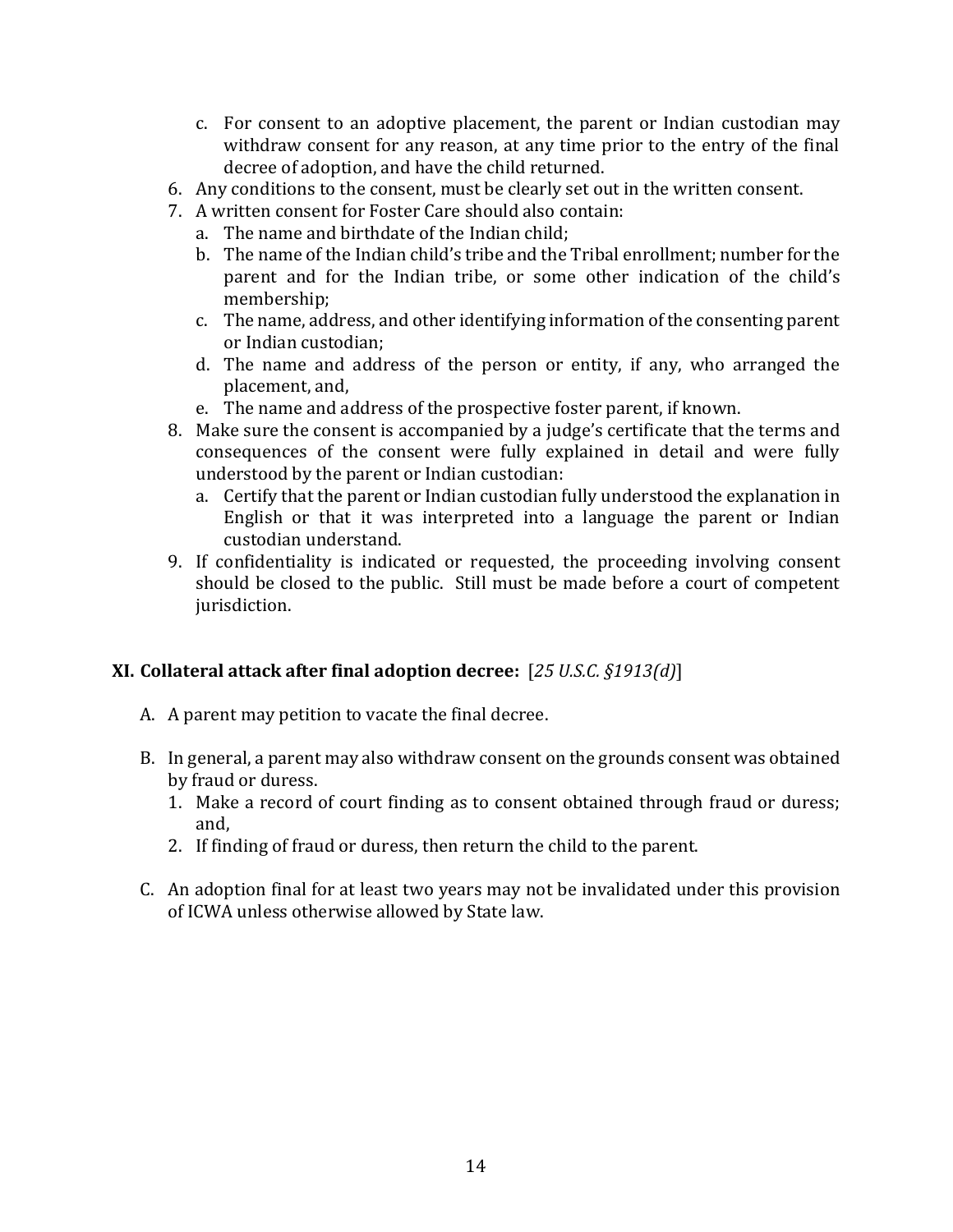c. For consent to an adoptive placement, the parent or Indian custodian may withdraw consent for any reason, at any time prior to the entry of the final decree of adoption, and have the child returned.

6. Any conditions to the consent, must be clearly set out in the written consent.
7. A written consent for Foster Care should also contain:
   a. The name and birthdate of the Indian child;
   b. The name of the Indian child's tribe and the Tribal enrollment; number for the parent and for the Indian tribe, or some other indication of the child's membership;
   c. The name, address, and other identifying information of the consenting parent or Indian custodian;
   d. The name and address of the person or entity, if any, who arranged the placement, and,
   e. The name and address of the prospective foster parent, if known.
8. Make sure the consent is accompanied by a judge's certificate that the terms and consequences of the consent were fully explained in detail and were fully understood by the parent or Indian custodian:
   a. Certify that the parent or Indian custodian fully understood the explanation in English or that it was interpreted into a language the parent or Indian custodian understand.
9. If confidentiality is indicated or requested, the proceeding involving consent should be closed to the public. Still must be made before a court of competent jurisdiction.

## XI. Collateral attack after final adoption decree: [*25 U.S.C. §1913(d)*]

A. A parent may petition to vacate the final decree.

B. In general, a parent may also withdraw consent on the grounds consent was obtained by fraud or duress.
   1. Make a record of court finding as to consent obtained through fraud or duress; and,
   2. If finding of fraud or duress, then return the child to the parent.

C. An adoption final for at least two years may not be invalidated under this provision of ICWA unless otherwise allowed by State law.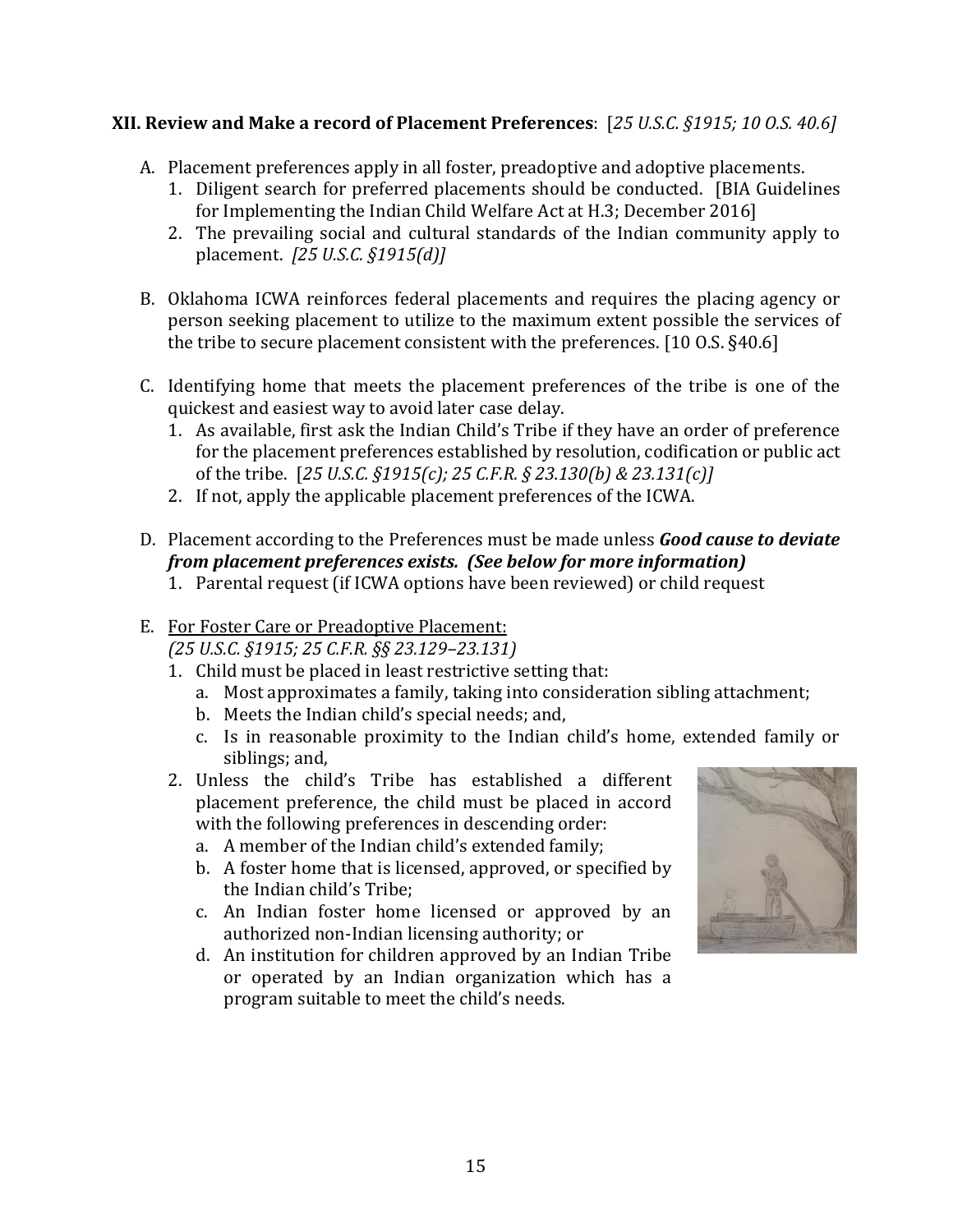**XII. Review and Make a record of Placement Preferences**: [*25 U.S.C. §1915; 10 O.S. 40.6]*

A. Placement preferences apply in all foster, preadoptive and adoptive placements.
   1. Diligent search for preferred placements should be conducted. [BIA Guidelines for Implementing the Indian Child Welfare Act at H.3; December 2016]
   2. The prevailing social and cultural standards of the Indian community apply to placement. *[25 U.S.C. §1915(d)]*

B. Oklahoma ICWA reinforces federal placements and requires the placing agency or person seeking placement to utilize to the maximum extent possible the services of the tribe to secure placement consistent with the preferences. [10 O.S. §40.6]

C. Identifying home that meets the placement preferences of the tribe is one of the quickest and easiest way to avoid later case delay.
   1. As available, first ask the Indian Child's Tribe if they have an order of preference for the placement preferences established by resolution, codification or public act of the tribe. [*25 U.S.C. §1915(c); 25 C.F.R. § 23.130(b) & 23.131(c)]*
   2. If not, apply the applicable placement preferences of the ICWA.

D. Placement according to the Preferences must be made unless ***Good cause to deviate from placement preferences exists. (See below for more information)***
   1. Parental request (if ICWA options have been reviewed) or child request

E. <u>For Foster Care or Preadoptive Placement:</u>
   *(25 U.S.C. §1915; 25 C.F.R. §§ 23.129–23.131)*
   1. Child must be placed in least restrictive setting that:
      a. Most approximates a family, taking into consideration sibling attachment;
      b. Meets the Indian child's special needs; and,
      c. Is in reasonable proximity to the Indian child's home, extended family or siblings; and,
   2. Unless the child's Tribe has established a different placement preference, the child must be placed in accord with the following preferences in descending order:
      a. A member of the Indian child's extended family;
      b. A foster home that is licensed, approved, or specified by the Indian child's Tribe;
      c. An Indian foster home licensed or approved by an authorized non-Indian licensing authority; or
      d. An institution for children approved by an Indian Tribe or operated by an Indian organization which has a program suitable to meet the child's needs.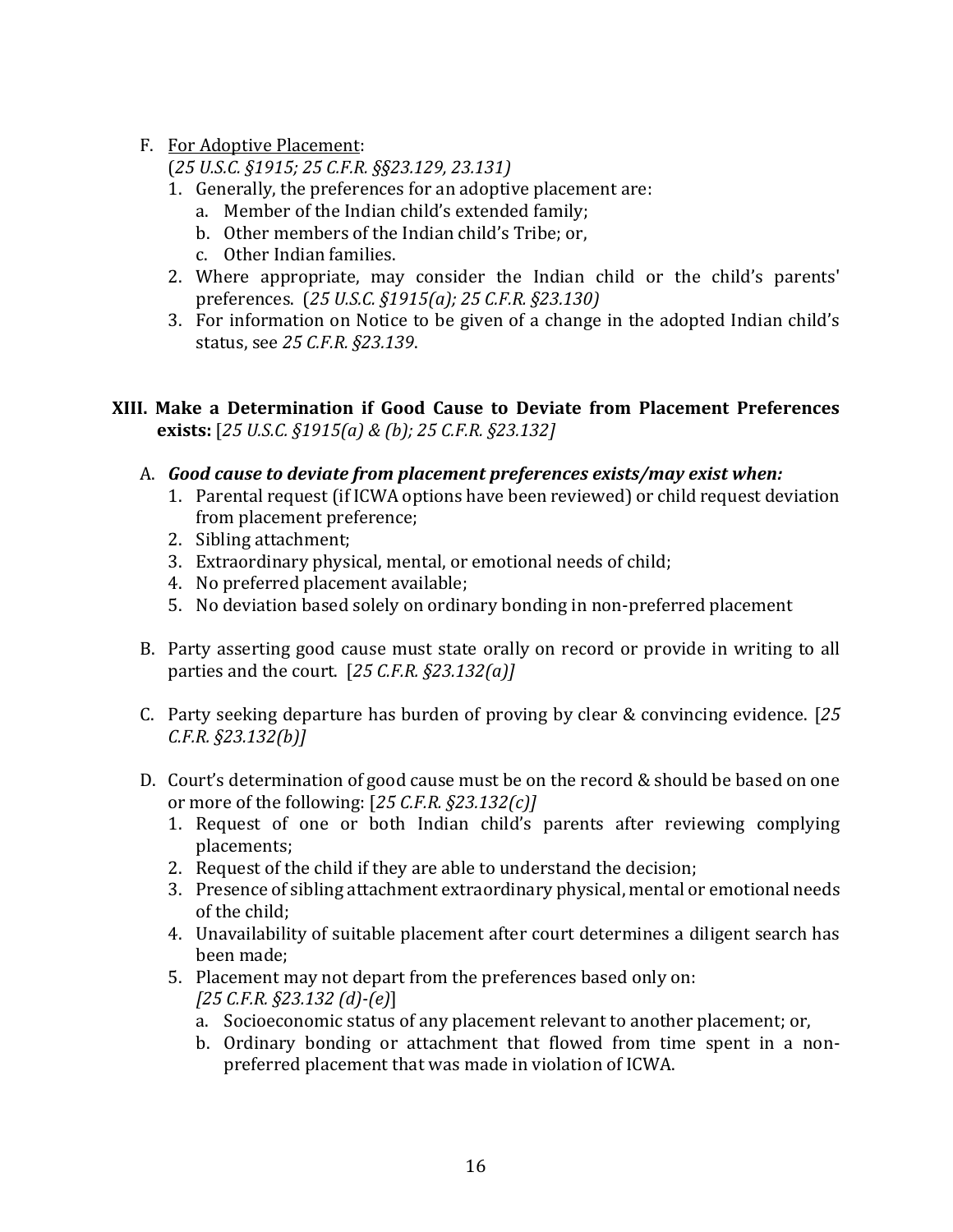F. <u>For Adoptive Placement</u>:
   (*25 U.S.C. §1915; 25 C.F.R. §§23.129, 23.131)*
   1. Generally, the preferences for an adoptive placement are:
      a. Member of the Indian child's extended family;
      b. Other members of the Indian child's Tribe; or,
      c. Other Indian families.
   2. Where appropriate, may consider the Indian child or the child's parents' preferences. (*25 U.S.C. §1915(a); 25 C.F.R. §23.130)*
   3. For information on Notice to be given of a change in the adopted Indian child's status, see *25 C.F.R. §23.139*.

**XIII. Make a Determination if Good Cause to Deviate from Placement Preferences exists:** [*25 U.S.C. §1915(a) & (b); 25 C.F.R. §23.132]*

A. ***Good cause to deviate from placement preferences exists/may exist when:***
   1. Parental request (if ICWA options have been reviewed) or child request deviation from placement preference;
   2. Sibling attachment;
   3. Extraordinary physical, mental, or emotional needs of child;
   4. No preferred placement available;
   5. No deviation based solely on ordinary bonding in non-preferred placement

B. Party asserting good cause must state orally on record or provide in writing to all parties and the court. [*25 C.F.R. §23.132(a)]*

C. Party seeking departure has burden of proving by clear & convincing evidence. [*25 C.F.R. §23.132(b)]*

D. Court's determination of good cause must be on the record & should be based on one or more of the following: [*25 C.F.R. §23.132(c)]*
   1. Request of one or both Indian child's parents after reviewing complying placements;
   2. Request of the child if they are able to understand the decision;
   3. Presence of sibling attachment extraordinary physical, mental or emotional needs of the child;
   4. Unavailability of suitable placement after court determines a diligent search has been made;
   5. Placement may not depart from the preferences based only on:
      *[25 C.F.R. §23.132 (d)-(e)*]
      a. Socioeconomic status of any placement relevant to another placement; or,
      b. Ordinary bonding or attachment that flowed from time spent in a non-preferred placement that was made in violation of ICWA.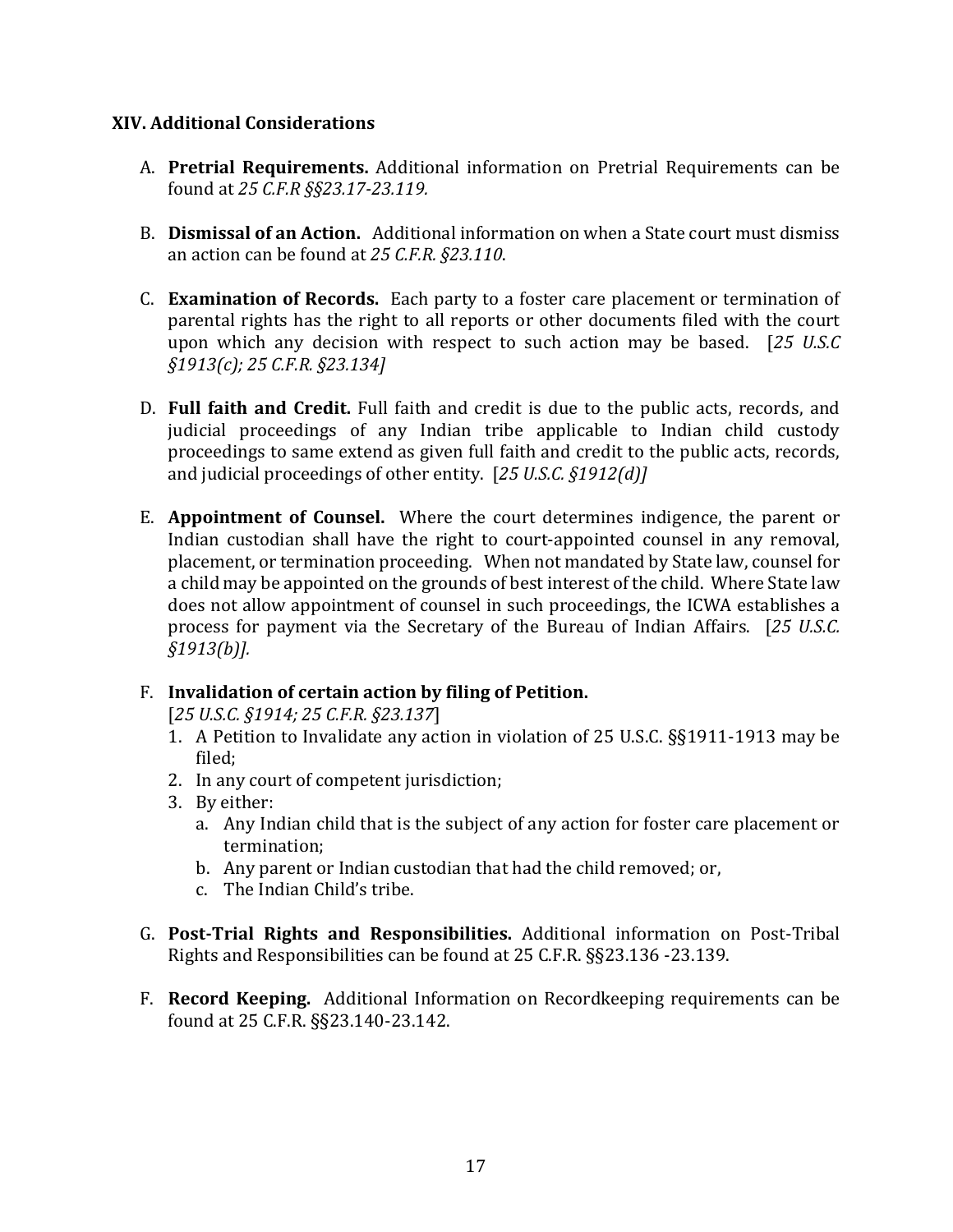### XIV. Additional Considerations

A. **Pretrial Requirements.** Additional information on Pretrial Requirements can be found at *25 C.F.R §§23.17-23.119.*

B. **Dismissal of an Action.** Additional information on when a State court must dismiss an action can be found at *25 C.F.R. §23.110*.

C. **Examination of Records.** Each party to a foster care placement or termination of parental rights has the right to all reports or other documents filed with the court upon which any decision with respect to such action may be based. [*25 U.S.C §1913(c); 25 C.F.R. §23.134]*

D. **Full faith and Credit.** Full faith and credit is due to the public acts, records, and judicial proceedings of any Indian tribe applicable to Indian child custody proceedings to same extend as given full faith and credit to the public acts, records, and judicial proceedings of other entity. [*25 U.S.C. §1912(d)]*

E. **Appointment of Counsel.** Where the court determines indigence, the parent or Indian custodian shall have the right to court-appointed counsel in any removal, placement, or termination proceeding. When not mandated by State law, counsel for a child may be appointed on the grounds of best interest of the child. Where State law does not allow appointment of counsel in such proceedings, the ICWA establishes a process for payment via the Secretary of the Bureau of Indian Affairs. [*25 U.S.C. §1913(b)].*

F. **Invalidation of certain action by filing of Petition.** [*25 U.S.C. §1914; 25 C.F.R. §23.137*]
   1. A Petition to Invalidate any action in violation of 25 U.S.C. §§1911-1913 may be filed;
   2. In any court of competent jurisdiction;
   3. By either:
      a. Any Indian child that is the subject of any action for foster care placement or termination;
      b. Any parent or Indian custodian that had the child removed; or,
      c. The Indian Child's tribe.

G. **Post-Trial Rights and Responsibilities.** Additional information on Post-Tribal Rights and Responsibilities can be found at 25 C.F.R. §§23.136 -23.139.

F. **Record Keeping.** Additional Information on Recordkeeping requirements can be found at 25 C.F.R. §§23.140-23.142.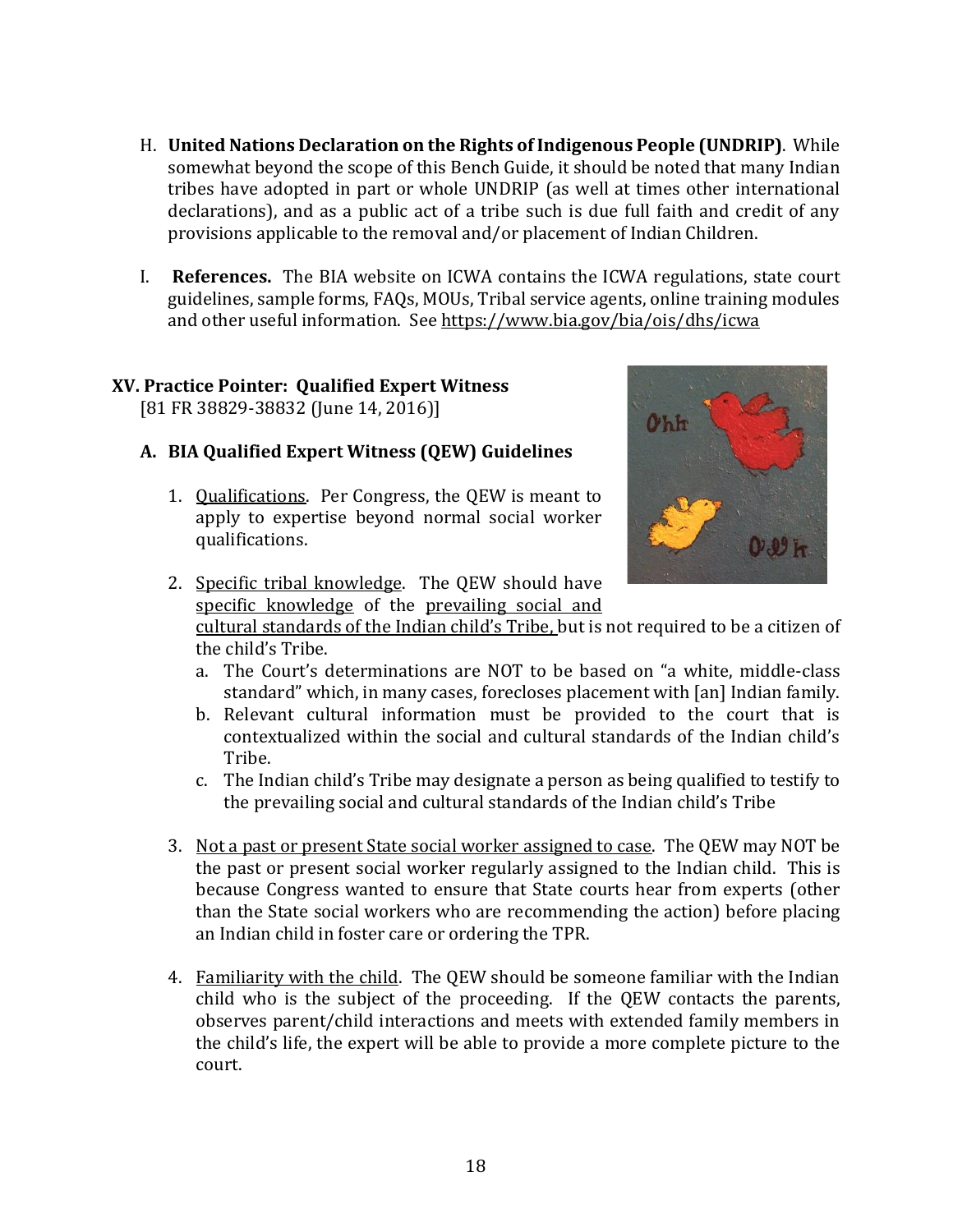H. **United Nations Declaration on the Rights of Indigenous People (UNDRIP)**. While somewhat beyond the scope of this Bench Guide, it should be noted that many Indian tribes have adopted in part or whole UNDRIP (as well at times other international declarations), and as a public act of a tribe such is due full faith and credit of any provisions applicable to the removal and/or placement of Indian Children.

I. **References.** The BIA website on ICWA contains the ICWA regulations, state court guidelines, sample forms, FAQs, MOUs, Tribal service agents, online training modules and other useful information. See https://www.bia.gov/bia/ois/dhs/icwa

## XV. Practice Pointer: Qualified Expert Witness

[81 FR 38829-38832 (June 14, 2016)]

### A. BIA Qualified Expert Witness (QEW) Guidelines

1. Qualifications. Per Congress, the QEW is meant to apply to expertise beyond normal social worker qualifications.

2. Specific tribal knowledge. The QEW should have specific knowledge of the prevailing social and cultural standards of the Indian child's Tribe, but is not required to be a citizen of the child's Tribe.
   a. The Court's determinations are NOT to be based on "a white, middle-class standard" which, in many cases, forecloses placement with [an] Indian family.
   b. Relevant cultural information must be provided to the court that is contextualized within the social and cultural standards of the Indian child's Tribe.
   c. The Indian child's Tribe may designate a person as being qualified to testify to the prevailing social and cultural standards of the Indian child's Tribe

3. Not a past or present State social worker assigned to case. The QEW may NOT be the past or present social worker regularly assigned to the Indian child. This is because Congress wanted to ensure that State courts hear from experts (other than the State social workers who are recommending the action) before placing an Indian child in foster care or ordering the TPR.

4. Familiarity with the child. The QEW should be someone familiar with the Indian child who is the subject of the proceeding. If the QEW contacts the parents, observes parent/child interactions and meets with extended family members in the child's life, the expert will be able to provide a more complete picture to the court.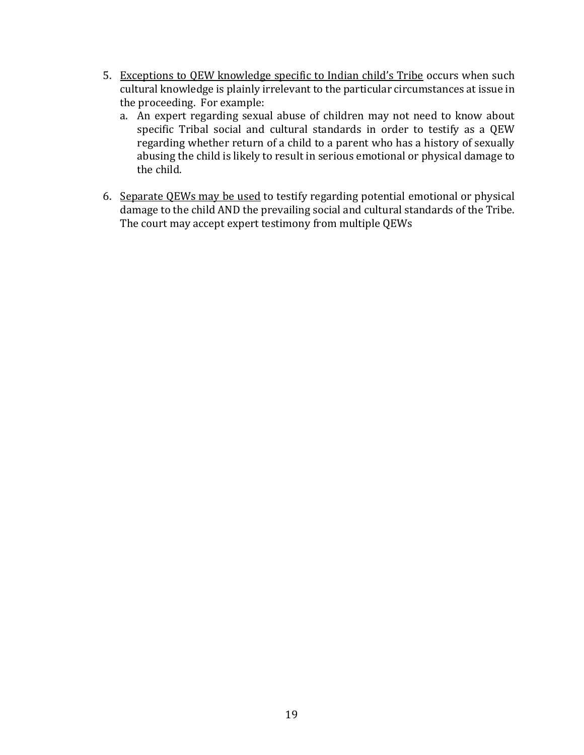5. <u>Exceptions to QEW knowledge specific to Indian child's Tribe</u> occurs when such cultural knowledge is plainly irrelevant to the particular circumstances at issue in the proceeding. For example:
   a. An expert regarding sexual abuse of children may not need to know about specific Tribal social and cultural standards in order to testify as a QEW regarding whether return of a child to a parent who has a history of sexually abusing the child is likely to result in serious emotional or physical damage to the child.

6. <u>Separate QEWs may be used</u> to testify regarding potential emotional or physical damage to the child AND the prevailing social and cultural standards of the Tribe. The court may accept expert testimony from multiple QEWs